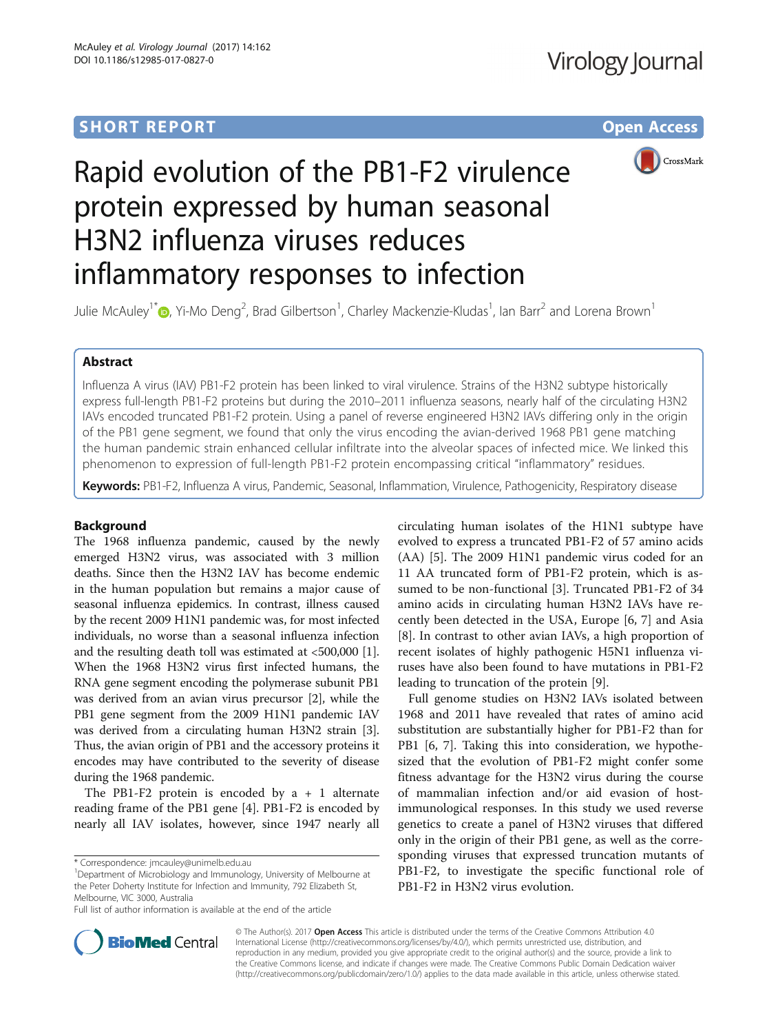SHORT REPORT

Open Access

# Rapid evolution of the PB1-F2 virulence protein expressed by human seasonal H3N2 influenza viruses reduces inflammatory responses to infection

Julie McAuley[1*], Yi-Mo Deng[2], Brad Gilbertson[1], Charley Mackenzie-Kludas[1], Ian Barr[2] and Lorena Brown[1]

## Abstract

Influenza A virus (IAV) PB1-F2 protein has been linked to viral virulence. Strains of the H3N2 subtype historically express full-length PB1-F2 proteins but during the 2010–2011 influenza seasons, nearly half of the circulating H3N2 IAVs encoded truncated PB1-F2 protein. Using a panel of reverse engineered H3N2 IAVs differing only in the origin of the PB1 gene segment, we found that only the virus encoding the avian-derived 1968 PB1 gene matching the human pandemic strain enhanced cellular infiltrate into the alveolar spaces of infected mice. We linked this phenomenon to expression of full-length PB1-F2 protein encompassing critical "inflammatory" residues.

**Keywords:** PB1-F2, Influenza A virus, Pandemic, Seasonal, Inflammation, Virulence, Pathogenicity, Respiratory disease

## Background

The 1968 influenza pandemic, caused by the newly emerged H3N2 virus, was associated with 3 million deaths. Since then the H3N2 IAV has become endemic in the human population but remains a major cause of seasonal influenza epidemics. In contrast, illness caused by the recent 2009 H1N1 pandemic was, for most infected individuals, no worse than a seasonal influenza infection and the resulting death toll was estimated at <500,000 [1]. When the 1968 H3N2 virus first infected humans, the RNA gene segment encoding the polymerase subunit PB1 was derived from an avian virus precursor [2], while the PB1 gene segment from the 2009 H1N1 pandemic IAV was derived from a circulating human H3N2 strain [3]. Thus, the avian origin of PB1 and the accessory proteins it encodes may have contributed to the severity of disease during the 1968 pandemic.

The PB1-F2 protein is encoded by a + 1 alternate reading frame of the PB1 gene [4]. PB1-F2 is encoded by nearly all IAV isolates, however, since 1947 nearly all circulating human isolates of the H1N1 subtype have evolved to express a truncated PB1-F2 of 57 amino acids (AA) [5]. The 2009 H1N1 pandemic virus coded for an 11 AA truncated form of PB1-F2 protein, which is assumed to be non-functional [3]. Truncated PB1-F2 of 34 amino acids in circulating human H3N2 IAVs have recently been detected in the USA, Europe [6, 7] and Asia [8]. In contrast to other avian IAVs, a high proportion of recent isolates of highly pathogenic H5N1 influenza viruses have also been found to have mutations in PB1-F2 leading to truncation of the protein [9].

Full genome studies on H3N2 IAVs isolated between 1968 and 2011 have revealed that rates of amino acid substitution are substantially higher for PB1-F2 than for PB1 [6, 7]. Taking this into consideration, we hypothesized that the evolution of PB1-F2 might confer some fitness advantage for the H3N2 virus during the course of mammalian infection and/or aid evasion of host-immunological responses. In this study we used reverse genetics to create a panel of H3N2 viruses that differed only in the origin of their PB1 gene, as well as the corresponding viruses that expressed truncation mutants of PB1-F2, to investigate the specific functional role of PB1-F2 in H3N2 virus evolution.

* Correspondence: jmcauley@unimelb.edu.au
[1]Department of Microbiology and Immunology, University of Melbourne at the Peter Doherty Institute for Infection and Immunity, 792 Elizabeth St, Melbourne, VIC 3000, Australia
Full list of author information is available at the end of the article

© The Author(s). 2017 **Open Access** This article is distributed under the terms of the Creative Commons Attribution 4.0 International License (http://creativecommons.org/licenses/by/4.0/), which permits unrestricted use, distribution, and reproduction in any medium, provided you give appropriate credit to the original author(s) and the source, provide a link to the Creative Commons license, and indicate if changes were made. The Creative Commons Public Domain Dedication waiver (http://creativecommons.org/publicdomain/zero/1.0/) applies to the data made available in this article, unless otherwise stated.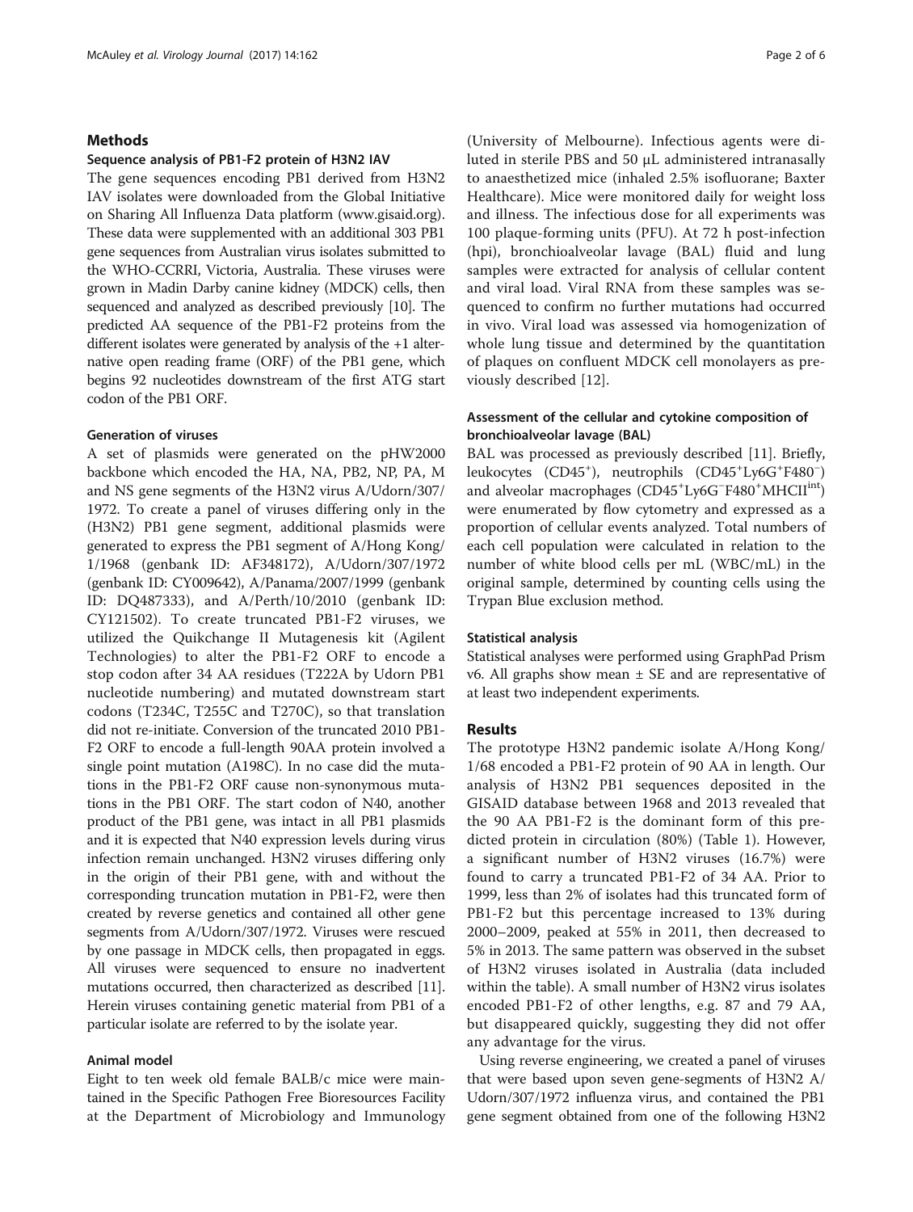## Methods

### Sequence analysis of PB1-F2 protein of H3N2 IAV

The gene sequences encoding PB1 derived from H3N2 IAV isolates were downloaded from the Global Initiative on Sharing All Influenza Data platform (www.gisaid.org). These data were supplemented with an additional 303 PB1 gene sequences from Australian virus isolates submitted to the WHO-CCRRI, Victoria, Australia. These viruses were grown in Madin Darby canine kidney (MDCK) cells, then sequenced and analyzed as described previously [10]. The predicted AA sequence of the PB1-F2 proteins from the different isolates were generated by analysis of the +1 alternative open reading frame (ORF) of the PB1 gene, which begins 92 nucleotides downstream of the first ATG start codon of the PB1 ORF.

### Generation of viruses

A set of plasmids were generated on the pHW2000 backbone which encoded the HA, NA, PB2, NP, PA, M and NS gene segments of the H3N2 virus A/Udorn/307/1972. To create a panel of viruses differing only in the (H3N2) PB1 gene segment, additional plasmids were generated to express the PB1 segment of A/Hong Kong/1/1968 (genbank ID: AF348172), A/Udorn/307/1972 (genbank ID: CY009642), A/Panama/2007/1999 (genbank ID: DQ487333), and A/Perth/10/2010 (genbank ID: CY121502). To create truncated PB1-F2 viruses, we utilized the Quikchange II Mutagenesis kit (Agilent Technologies) to alter the PB1-F2 ORF to encode a stop codon after 34 AA residues (T222A by Udorn PB1 nucleotide numbering) and mutated downstream start codons (T234C, T255C and T270C), so that translation did not re-initiate. Conversion of the truncated 2010 PB1-F2 ORF to encode a full-length 90AA protein involved a single point mutation (A198C). In no case did the mutations in the PB1-F2 ORF cause non-synonymous mutations in the PB1 ORF. The start codon of N40, another product of the PB1 gene, was intact in all PB1 plasmids and it is expected that N40 expression levels during virus infection remain unchanged. H3N2 viruses differing only in the origin of their PB1 gene, with and without the corresponding truncation mutation in PB1-F2, were then created by reverse genetics and contained all other gene segments from A/Udorn/307/1972. Viruses were rescued by one passage in MDCK cells, then propagated in eggs. All viruses were sequenced to ensure no inadvertent mutations occurred, then characterized as described [11]. Herein viruses containing genetic material from PB1 of a particular isolate are referred to by the isolate year.

### Animal model

Eight to ten week old female BALB/c mice were maintained in the Specific Pathogen Free Bioresources Facility at the Department of Microbiology and Immunology (University of Melbourne). Infectious agents were diluted in sterile PBS and 50 μL administered intranasally to anaesthetized mice (inhaled 2.5% isofluorane; Baxter Healthcare). Mice were monitored daily for weight loss and illness. The infectious dose for all experiments was 100 plaque-forming units (PFU). At 72 h post-infection (hpi), bronchioalveolar lavage (BAL) fluid and lung samples were extracted for analysis of cellular content and viral load. Viral RNA from these samples was sequenced to confirm no further mutations had occurred in vivo. Viral load was assessed via homogenization of whole lung tissue and determined by the quantitation of plaques on confluent MDCK cell monolayers as previously described [12].

### Assessment of the cellular and cytokine composition of bronchioalveolar lavage (BAL)

BAL was processed as previously described [11]. Briefly, leukocytes ($CD45^{+}$), neutrophils ($CD45^{+}Ly6G^{+}F480^{-}$) and alveolar macrophages ($CD45^{+}Ly6G^{-}F480^{+}MHCII^{int}$) were enumerated by flow cytometry and expressed as a proportion of cellular events analyzed. Total numbers of each cell population were calculated in relation to the number of white blood cells per mL (WBC/mL) in the original sample, determined by counting cells using the Trypan Blue exclusion method.

### Statistical analysis

Statistical analyses were performed using GraphPad Prism v6. All graphs show mean ± SE and are representative of at least two independent experiments.

## Results

The prototype H3N2 pandemic isolate A/Hong Kong/1/68 encoded a PB1-F2 protein of 90 AA in length. Our analysis of H3N2 PB1 sequences deposited in the GISAID database between 1968 and 2013 revealed that the 90 AA PB1-F2 is the dominant form of this predicted protein in circulation (80%) (Table 1). However, a significant number of H3N2 viruses (16.7%) were found to carry a truncated PB1-F2 of 34 AA. Prior to 1999, less than 2% of isolates had this truncated form of PB1-F2 but this percentage increased to 13% during 2000–2009, peaked at 55% in 2011, then decreased to 5% in 2013. The same pattern was observed in the subset of H3N2 viruses isolated in Australia (data included within the table). A small number of H3N2 virus isolates encoded PB1-F2 of other lengths, e.g. 87 and 79 AA, but disappeared quickly, suggesting they did not offer any advantage for the virus.

Using reverse engineering, we created a panel of viruses that were based upon seven gene-segments of H3N2 A/Udorn/307/1972 influenza virus, and contained the PB1 gene segment obtained from one of the following H3N2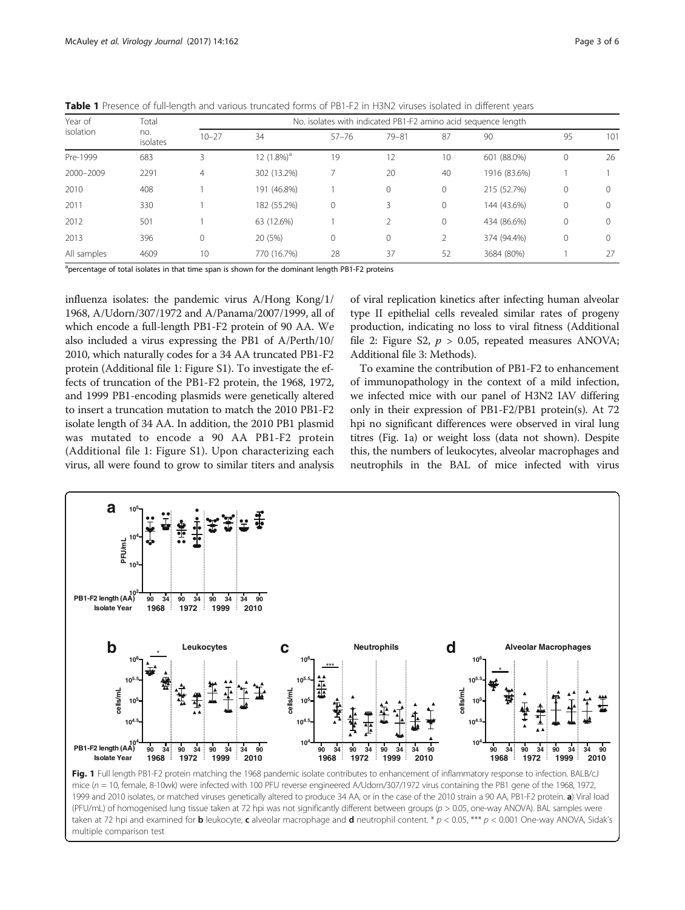**Table 1** Presence of full-length and various truncated forms of PB1-F2 in H3N2 viruses isolated in different years

| Year of isolation | Total no. isolates | No. isolates with indicated PB1-F2 amino acid sequence length | | | | | | | |
|---|---|---|---|---|---|---|---|---|---|
| | | 10–27 | 34 | 57–76 | 79–81 | 87 | 90 | 95 | 101 |
| Pre-1999 | 683 | 3 | 12 (1.8%)[a] | 19 | 12 | 10 | 601 (88.0%) | 0 | 26 |
| 2000–2009 | 2291 | 4 | 302 (13.2%) | 7 | 20 | 40 | 1916 (83.6%) | 1 | 1 |
| 2010 | 408 | 1 | 191 (46.8%) | 1 | 0 | 0 | 215 (52.7%) | 0 | 0 |
| 2011 | 330 | 1 | 182 (55.2%) | 0 | 3 | 0 | 144 (43.6%) | 0 | 0 |
| 2012 | 501 | 1 | 63 (12.6%) | 1 | 2 | 0 | 434 (86.6%) | 0 | 0 |
| 2013 | 396 | 0 | 20 (5%) | 0 | 0 | 2 | 374 (94.4%) | 0 | 0 |
| All samples | 4609 | 10 | 770 (16.7%) | 28 | 37 | 52 | 3684 (80%) | 1 | 27 |

[a]percentage of total isolates in that time span is shown for the dominant length PB1-F2 proteins

influenza isolates: the pandemic virus A/Hong Kong/1/1968, A/Udorn/307/1972 and A/Panama/2007/1999, all of which encode a full-length PB1-F2 protein of 90 AA. We also included a virus expressing the PB1 of A/Perth/10/2010, which naturally codes for a 34 AA truncated PB1-F2 protein (Additional file 1: Figure S1). To investigate the effects of truncation of the PB1-F2 protein, the 1968, 1972, and 1999 PB1-encoding plasmids were genetically altered to insert a truncation mutation to match the 2010 PB1-F2 isolate length of 34 AA. In addition, the 2010 PB1 plasmid was mutated to encode a 90 AA PB1-F2 protein (Additional file 1: Figure S1). Upon characterizing each virus, all were found to grow to similar titers and analysis of viral replication kinetics after infecting human alveolar type II epithelial cells revealed similar rates of progeny production, indicating no loss to viral fitness (Additional file 2: Figure S2, $p > 0.05$, repeated measures ANOVA; Additional file 3: Methods).

To examine the contribution of PB1-F2 to enhancement of immunopathology in the context of a mild infection, we infected mice with our panel of H3N2 IAV differing only in their expression of PB1-F2/PB1 protein(s). At 72 hpi no significant differences were observed in viral lung titres (Fig. 1a) or weight loss (data not shown). Despite this, the numbers of leukocytes, alveolar macrophages and neutrophils in the BAL of mice infected with virus

**Fig. 1** Full length PB1-F2 protein matching the 1968 pandemic isolate contributes to enhancement of inflammatory response to infection. BALB/cJ mice ($n = 10$, female, 8-10wk) were infected with 100 PFU reverse engineered A/Udorn/307/1972 virus containing the PB1 gene of the 1968, 1972, 1999 and 2010 isolates, or matched viruses genetically altered to produce 34 AA, or in the case of the 2010 strain a 90 AA, PB1-F2 protein. **a**) Viral load (PFU/mL) of homogenised lung tissue taken at 72 hpi was not significantly different between groups ($p > 0.05$, one-way ANOVA). BAL samples were taken at 72 hpi and examined for **b** leukocyte, **c** alveolar macrophage and **d** neutrophil content. * $p < 0.05$, *** $p < 0.001$ One-way ANOVA, Sidak's multiple comparison test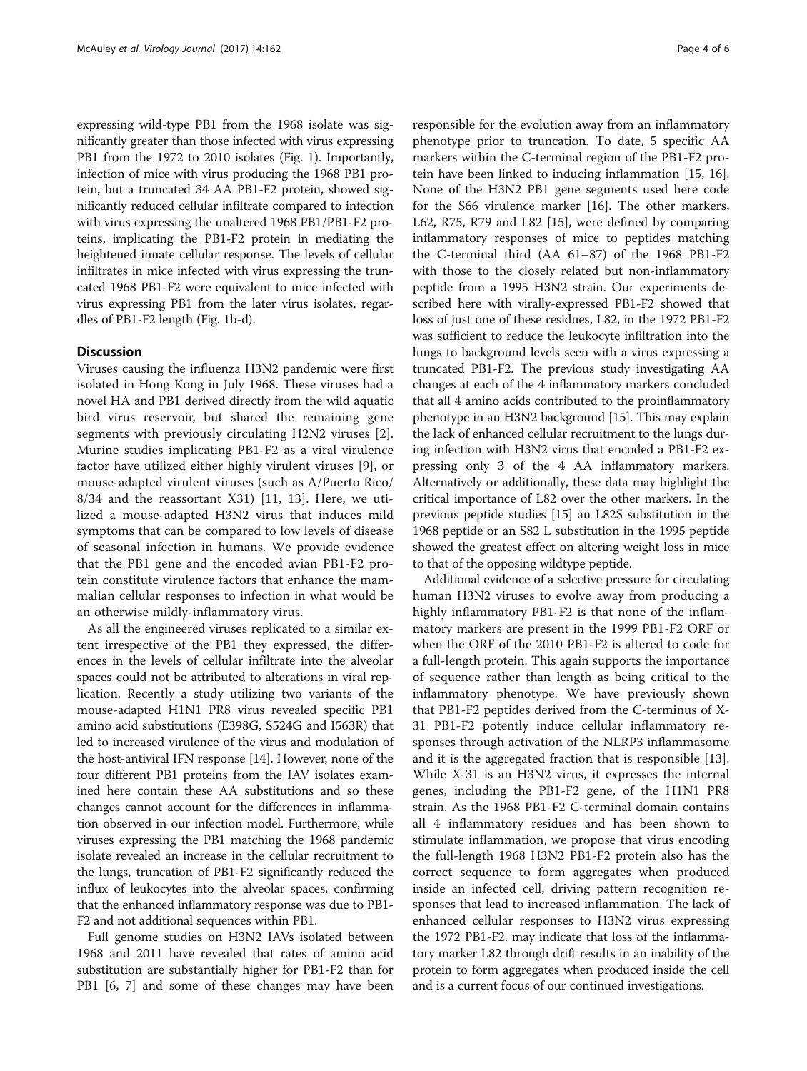expressing wild-type PB1 from the 1968 isolate was significantly greater than those infected with virus expressing PB1 from the 1972 to 2010 isolates (Fig. 1). Importantly, infection of mice with virus producing the 1968 PB1 protein, but a truncated 34 AA PB1-F2 protein, showed significantly reduced cellular infiltrate compared to infection with virus expressing the unaltered 1968 PB1/PB1-F2 proteins, implicating the PB1-F2 protein in mediating the heightened innate cellular response. The levels of cellular infiltrates in mice infected with virus expressing the truncated 1968 PB1-F2 were equivalent to mice infected with virus expressing PB1 from the later virus isolates, regardles of PB1-F2 length (Fig. 1b-d).

## Discussion

Viruses causing the influenza H3N2 pandemic were first isolated in Hong Kong in July 1968. These viruses had a novel HA and PB1 derived directly from the wild aquatic bird virus reservoir, but shared the remaining gene segments with previously circulating H2N2 viruses [2]. Murine studies implicating PB1-F2 as a viral virulence factor have utilized either highly virulent viruses [9], or mouse-adapted virulent viruses (such as A/Puerto Rico/8/34 and the reassortant X31) [11, 13]. Here, we utilized a mouse-adapted H3N2 virus that induces mild symptoms that can be compared to low levels of disease of seasonal infection in humans. We provide evidence that the PB1 gene and the encoded avian PB1-F2 protein constitute virulence factors that enhance the mammalian cellular responses to infection in what would be an otherwise mildly-inflammatory virus.

As all the engineered viruses replicated to a similar extent irrespective of the PB1 they expressed, the differences in the levels of cellular infiltrate into the alveolar spaces could not be attributed to alterations in viral replication. Recently a study utilizing two variants of the mouse-adapted H1N1 PR8 virus revealed specific PB1 amino acid substitutions (E398G, S524G and I563R) that led to increased virulence of the virus and modulation of the host-antiviral IFN response [14]. However, none of the four different PB1 proteins from the IAV isolates examined here contain these AA substitutions and so these changes cannot account for the differences in inflammation observed in our infection model. Furthermore, while viruses expressing the PB1 matching the 1968 pandemic isolate revealed an increase in the cellular recruitment to the lungs, truncation of PB1-F2 significantly reduced the influx of leukocytes into the alveolar spaces, confirming that the enhanced inflammatory response was due to PB1-F2 and not additional sequences within PB1.

Full genome studies on H3N2 IAVs isolated between 1968 and 2011 have revealed that rates of amino acid substitution are substantially higher for PB1-F2 than for PB1 [6, 7] and some of these changes may have been responsible for the evolution away from an inflammatory phenotype prior to truncation. To date, 5 specific AA markers within the C-terminal region of the PB1-F2 protein have been linked to inducing inflammation [15, 16]. None of the H3N2 PB1 gene segments used here code for the S66 virulence marker [16]. The other markers, L62, R75, R79 and L82 [15], were defined by comparing inflammatory responses of mice to peptides matching the C-terminal third (AA 61–87) of the 1968 PB1-F2 with those to the closely related but non-inflammatory peptide from a 1995 H3N2 strain. Our experiments described here with virally-expressed PB1-F2 showed that loss of just one of these residues, L82, in the 1972 PB1-F2 was sufficient to reduce the leukocyte infiltration into the lungs to background levels seen with a virus expressing a truncated PB1-F2. The previous study investigating AA changes at each of the 4 inflammatory markers concluded that all 4 amino acids contributed to the proinflammatory phenotype in an H3N2 background [15]. This may explain the lack of enhanced cellular recruitment to the lungs during infection with H3N2 virus that encoded a PB1-F2 expressing only 3 of the 4 AA inflammatory markers. Alternatively or additionally, these data may highlight the critical importance of L82 over the other markers. In the previous peptide studies [15] an L82S substitution in the 1968 peptide or an S82 L substitution in the 1995 peptide showed the greatest effect on altering weight loss in mice to that of the opposing wildtype peptide.

Additional evidence of a selective pressure for circulating human H3N2 viruses to evolve away from producing a highly inflammatory PB1-F2 is that none of the inflammatory markers are present in the 1999 PB1-F2 ORF or when the ORF of the 2010 PB1-F2 is altered to code for a full-length protein. This again supports the importance of sequence rather than length as being critical to the inflammatory phenotype. We have previously shown that PB1-F2 peptides derived from the C-terminus of X-31 PB1-F2 potently induce cellular inflammatory responses through activation of the NLRP3 inflammasome and it is the aggregated fraction that is responsible [13]. While X-31 is an H3N2 virus, it expresses the internal genes, including the PB1-F2 gene, of the H1N1 PR8 strain. As the 1968 PB1-F2 C-terminal domain contains all 4 inflammatory residues and has been shown to stimulate inflammation, we propose that virus encoding the full-length 1968 H3N2 PB1-F2 protein also has the correct sequence to form aggregates when produced inside an infected cell, driving pattern recognition responses that lead to increased inflammation. The lack of enhanced cellular responses to H3N2 virus expressing the 1972 PB1-F2, may indicate that loss of the inflammatory marker L82 through drift results in an inability of the protein to form aggregates when produced inside the cell and is a current focus of our continued investigations.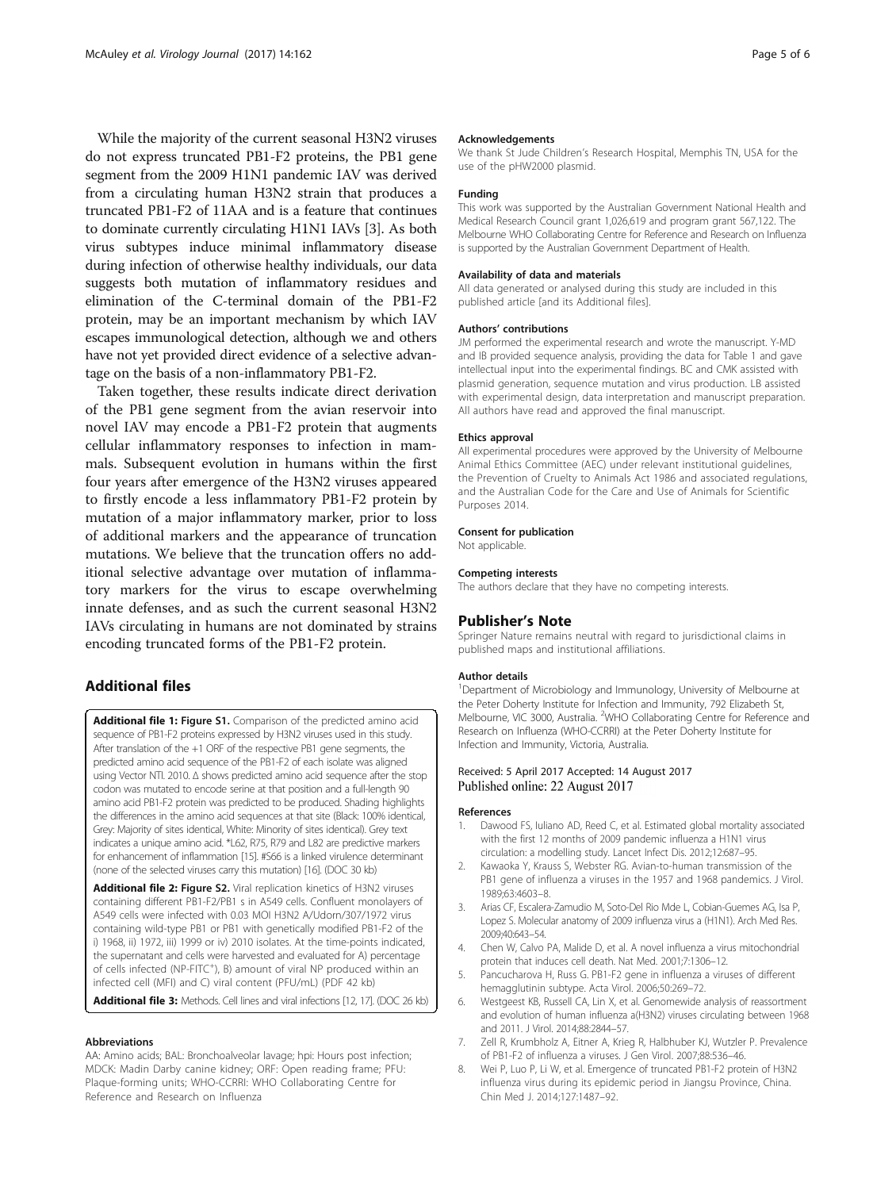While the majority of the current seasonal H3N2 viruses do not express truncated PB1-F2 proteins, the PB1 gene segment from the 2009 H1N1 pandemic IAV was derived from a circulating human H3N2 strain that produces a truncated PB1-F2 of 11AA and is a feature that continues to dominate currently circulating H1N1 IAVs [3]. As both virus subtypes induce minimal inflammatory disease during infection of otherwise healthy individuals, our data suggests both mutation of inflammatory residues and elimination of the C-terminal domain of the PB1-F2 protein, may be an important mechanism by which IAV escapes immunological detection, although we and others have not yet provided direct evidence of a selective advantage on the basis of a non-inflammatory PB1-F2.

Taken together, these results indicate direct derivation of the PB1 gene segment from the avian reservoir into novel IAV may encode a PB1-F2 protein that augments cellular inflammatory responses to infection in mammals. Subsequent evolution in humans within the first four years after emergence of the H3N2 viruses appeared to firstly encode a less inflammatory PB1-F2 protein by mutation of a major inflammatory marker, prior to loss of additional markers and the appearance of truncation mutations. We believe that the truncation offers no additional selective advantage over mutation of inflammatory markers for the virus to escape overwhelming innate defenses, and as such the current seasonal H3N2 IAVs circulating in humans are not dominated by strains encoding truncated forms of the PB1-F2 protein.

## Additional files

**Additional file 1: Figure S1.** Comparison of the predicted amino acid sequence of PB1-F2 proteins expressed by H3N2 viruses used in this study. After translation of the +1 ORF of the respective PB1 gene segments, the predicted amino acid sequence of the PB1-F2 of each isolate was aligned using Vector NTI. 2010. Δ shows predicted amino acid sequence after the stop codon was mutated to encode serine at that position and a full-length 90 amino acid PB1-F2 protein was predicted to be produced. Shading highlights the differences in the amino acid sequences at that site (Black: 100% identical, Grey: Majority of sites identical, White: Minority of sites identical). Grey text indicates a unique amino acid. *L62, R75, R79 and L82 are predictive markers for enhancement of inflammation [15]. #S66 is a linked virulence determinant (none of the selected viruses carry this mutation) [16]. (DOC 30 kb)

**Additional file 2: Figure S2.** Viral replication kinetics of H3N2 viruses containing different PB1-F2/PB1 s in A549 cells. Confluent monolayers of A549 cells were infected with 0.03 MOI H3N2 A/Udorn/307/1972 virus containing wild-type PB1 or PB1 with genetically modified PB1-F2 of the i) 1968, ii) 1972, iii) 1999 or iv) 2010 isolates. At the time-points indicated, the supernatant and cells were harvested and evaluated for A) percentage of cells infected (NP-FITC$^+$), B) amount of viral NP produced within an infected cell (MFI) and C) viral content (PFU/mL) (PDF 42 kb)

**Additional file 3:** Methods. Cell lines and viral infections [12, 17]. (DOC 26 kb)

#### Abbreviations
AA: Amino acids; BAL: Bronchoalveolar lavage; hpi: Hours post infection; MDCK: Madin Darby canine kidney; ORF: Open reading frame; PFU: Plaque-forming units; WHO-CCRRI: WHO Collaborating Centre for Reference and Research on Influenza

#### Acknowledgements
We thank St Jude Children's Research Hospital, Memphis TN, USA for the use of the pHW2000 plasmid.

#### Funding
This work was supported by the Australian Government National Health and Medical Research Council grant 1,026,619 and program grant 567,122. The Melbourne WHO Collaborating Centre for Reference and Research on Influenza is supported by the Australian Government Department of Health.

#### Availability of data and materials
All data generated or analysed during this study are included in this published article [and its Additional files].

#### Authors' contributions
JM performed the experimental research and wrote the manuscript. Y-MD and IB provided sequence analysis, providing the data for Table 1 and gave intellectual input into the experimental findings. BC and CMK assisted with plasmid generation, sequence mutation and virus production. LB assisted with experimental design, data interpretation and manuscript preparation. All authors have read and approved the final manuscript.

#### Ethics approval
All experimental procedures were approved by the University of Melbourne Animal Ethics Committee (AEC) under relevant institutional guidelines, the Prevention of Cruelty to Animals Act 1986 and associated regulations, and the Australian Code for the Care and Use of Animals for Scientific Purposes 2014.

#### Consent for publication
Not applicable.

#### Competing interests
The authors declare that they have no competing interests.

### Publisher's Note
Springer Nature remains neutral with regard to jurisdictional claims in published maps and institutional affiliations.

#### Author details
[1]Department of Microbiology and Immunology, University of Melbourne at the Peter Doherty Institute for Infection and Immunity, 792 Elizabeth St, Melbourne, VIC 3000, Australia. [2]WHO Collaborating Centre for Reference and Research on Influenza (WHO-CCRRI) at the Peter Doherty Institute for Infection and Immunity, Victoria, Australia.

Received: 5 April 2017 Accepted: 14 August 2017
Published online: 22 August 2017

#### References
1. Dawood FS, Iuliano AD, Reed C, et al. Estimated global mortality associated with the first 12 months of 2009 pandemic influenza a H1N1 virus circulation: a modelling study. Lancet Infect Dis. 2012;12:687–95.
2. Kawaoka Y, Krauss S, Webster RG. Avian-to-human transmission of the PB1 gene of influenza a viruses in the 1957 and 1968 pandemics. J Virol. 1989;63:4603–8.
3. Arias CF, Escalera-Zamudio M, Soto-Del Rio Mde L, Cobian-Guemes AG, Isa P, Lopez S. Molecular anatomy of 2009 influenza virus a (H1N1). Arch Med Res. 2009;40:643–54.
4. Chen W, Calvo PA, Malide D, et al. A novel influenza a virus mitochondrial protein that induces cell death. Nat Med. 2001;7:1306–12.
5. Pancucharova H, Russ G. PB1-F2 gene in influenza a viruses of different hemagglutinin subtype. Acta Virol. 2006;50:269–72.
6. Westgeest KB, Russell CA, Lin X, et al. Genomewide analysis of reassortment and evolution of human influenza a(H3N2) viruses circulating between 1968 and 2011. J Virol. 2014;88:2844–57.
7. Zell R, Krumbholz A, Eitner A, Krieg R, Halbhuber KJ, Wutzler P. Prevalence of PB1-F2 of influenza a viruses. J Gen Virol. 2007;88:536–46.
8. Wei P, Luo P, Li W, et al. Emergence of truncated PB1-F2 protein of H3N2 influenza virus during its epidemic period in Jiangsu Province, China. Chin Med J. 2014;127:1487–92.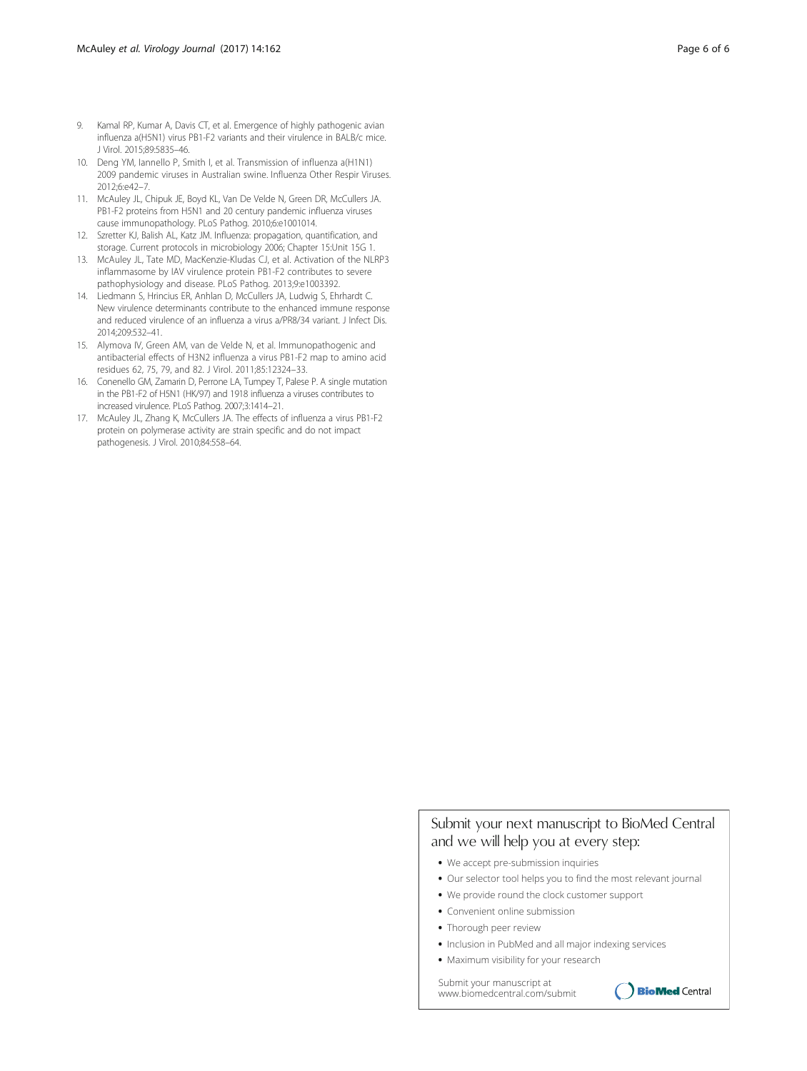9. Kamal RP, Kumar A, Davis CT, et al. Emergence of highly pathogenic avian influenza a(H5N1) virus PB1-F2 variants and their virulence in BALB/c mice. J Virol. 2015;89:5835–46.
10. Deng YM, Iannello P, Smith I, et al. Transmission of influenza a(H1N1) 2009 pandemic viruses in Australian swine. Influenza Other Respir Viruses. 2012;6:e42–7.
11. McAuley JL, Chipuk JE, Boyd KL, Van De Velde N, Green DR, McCullers JA. PB1-F2 proteins from H5N1 and 20 century pandemic influenza viruses cause immunopathology. PLoS Pathog. 2010;6:e1001014.
12. Szretter KJ, Balish AL, Katz JM. Influenza: propagation, quantification, and storage. Current protocols in microbiology 2006; Chapter 15:Unit 15G 1.
13. McAuley JL, Tate MD, MacKenzie-Kludas CJ, et al. Activation of the NLRP3 inflammasome by IAV virulence protein PB1-F2 contributes to severe pathophysiology and disease. PLoS Pathog. 2013;9:e1003392.
14. Liedmann S, Hrincius ER, Anhlan D, McCullers JA, Ludwig S, Ehrhardt C. New virulence determinants contribute to the enhanced immune response and reduced virulence of an influenza a virus a/PR8/34 variant. J Infect Dis. 2014;209:532–41.
15. Alymova IV, Green AM, van de Velde N, et al. Immunopathogenic and antibacterial effects of H3N2 influenza a virus PB1-F2 map to amino acid residues 62, 75, 79, and 82. J Virol. 2011;85:12324–33.
16. Conenello GM, Zamarin D, Perrone LA, Tumpey T, Palese P. A single mutation in the PB1-F2 of H5N1 (HK/97) and 1918 influenza a viruses contributes to increased virulence. PLoS Pathog. 2007;3:1414–21.
17. McAuley JL, Zhang K, McCullers JA. The effects of influenza a virus PB1-F2 protein on polymerase activity are strain specific and do not impact pathogenesis. J Virol. 2010;84:558–64.

Submit your next manuscript to BioMed Central and we will help you at every step:

- We accept pre-submission inquiries
- Our selector tool helps you to find the most relevant journal
- We provide round the clock customer support
- Convenient online submission
- Thorough peer review
- Inclusion in PubMed and all major indexing services
- Maximum visibility for your research

Submit your manuscript at www.biomedcentral.com/submit

BioMed Central